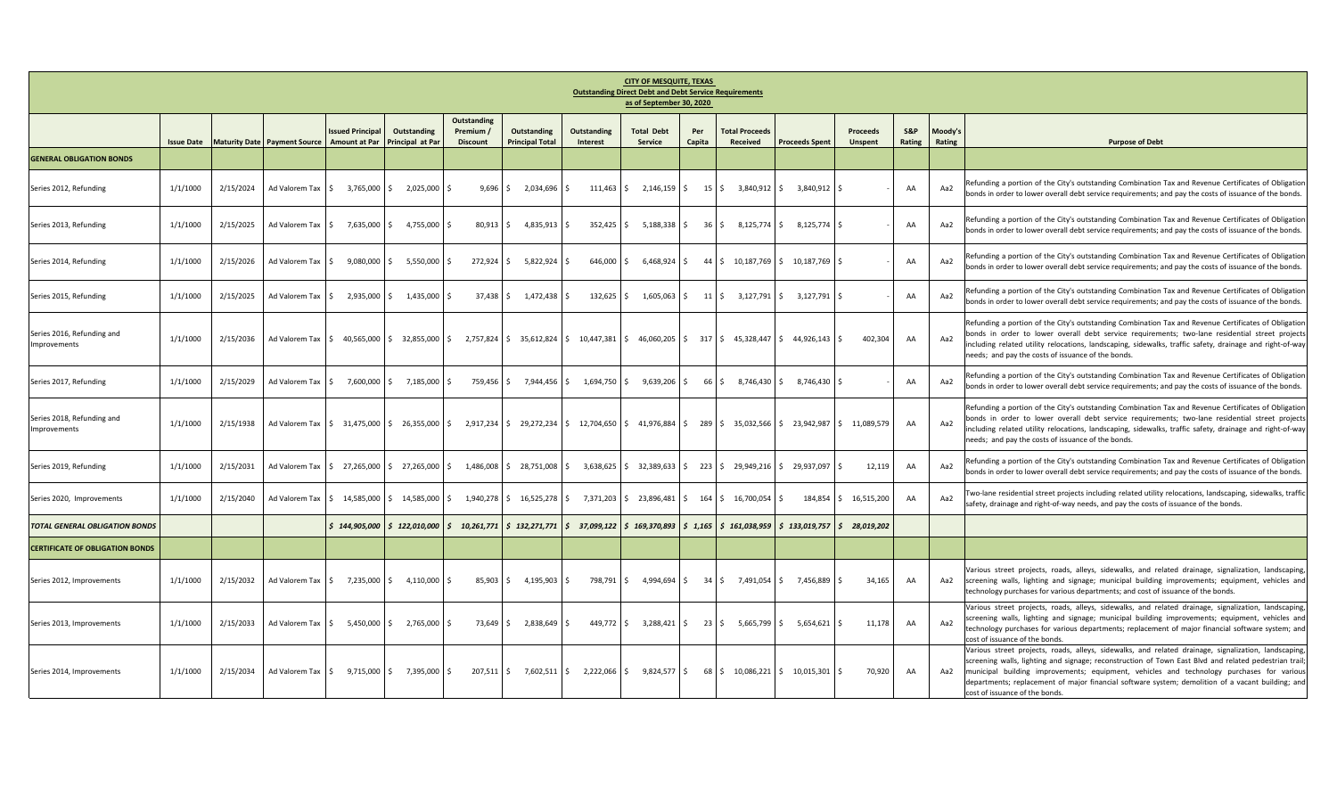# CITY OF MESQUITE, TEXAS

## Outstanding Direct Debt and Debt Service Requirements

### as of September 30, 2020

| | Issue Date | Maturity Date | Payment Source | Issued Principal Amount at Par | Outstanding Principal at Par | Outstanding Premium / Discount | Outstanding Principal Total | Outstanding Interest | Total Debt Service | Per Capita | Total Proceeds Received | Proceeds Spent | Proceeds Unspent | S&P Rating | Moody's Rating | Purpose of Debt |
|---|---|---|---|---|---|---|---|---|---|---|---|---|---|---|---|---|
| **GENERAL OBLIGATION BONDS** | | | | | | | | | | | | | | | | |
| Series 2012, Refunding | 1/1/1000 | 2/15/2024 | Ad Valorem Tax | $ 3,765,000 | $ 2,025,000 | $ 9,696 | $ 2,034,696 | $ 111,463 | $ 2,146,159 | $ 15 | $ 3,840,912 | $ 3,840,912 | $ - | AA | Aa2 | Refunding a portion of the City's outstanding Combination Tax and Revenue Certificates of Obligation bonds in order to lower overall debt service requirements; and pay the costs of issuance of the bonds. |
| Series 2013, Refunding | 1/1/1000 | 2/15/2025 | Ad Valorem Tax | $ 7,635,000 | $ 4,755,000 | $ 80,913 | $ 4,835,913 | $ 352,425 | $ 5,188,338 | $ 36 | $ 8,125,774 | $ 8,125,774 | $ - | AA | Aa2 | Refunding a portion of the City's outstanding Combination Tax and Revenue Certificates of Obligation bonds in order to lower overall debt service requirements; and pay the costs of issuance of the bonds. |
| Series 2014, Refunding | 1/1/1000 | 2/15/2026 | Ad Valorem Tax | $ 9,080,000 | $ 5,550,000 | $ 272,924 | $ 5,822,924 | $ 646,000 | $ 6,468,924 | $ 44 | $ 10,187,769 | $ 10,187,769 | $ - | AA | Aa2 | Refunding a portion of the City's outstanding Combination Tax and Revenue Certificates of Obligation bonds in order to lower overall debt service requirements; and pay the costs of issuance of the bonds. |
| Series 2015, Refunding | 1/1/1000 | 2/15/2025 | Ad Valorem Tax | $ 2,935,000 | $ 1,435,000 | $ 37,438 | $ 1,472,438 | $ 132,625 | $ 1,605,063 | $ 11 | $ 3,127,791 | $ 3,127,791 | $ - | AA | Aa2 | Refunding a portion of the City's outstanding Combination Tax and Revenue Certificates of Obligation bonds in order to lower overall debt service requirements; and pay the costs of issuance of the bonds. |
| Series 2016, Refunding and Improvements | 1/1/1000 | 2/15/2036 | Ad Valorem Tax | $ 40,565,000 | $ 32,855,000 | $ 2,757,824 | $ 35,612,824 | $ 10,447,381 | $ 46,060,205 | $ 317 | $ 45,328,447 | $ 44,926,143 | $ 402,304 | AA | Aa2 | Refunding a portion of the City's outstanding Combination Tax and Revenue Certificates of Obligation bonds in order to lower overall debt service requirements; two-lane residential street projects including related utility relocations, landscaping, sidewalks, traffic safety, drainage and right-of-way needs; and pay the costs of issuance of the bonds. |
| Series 2017, Refunding | 1/1/1000 | 2/15/2029 | Ad Valorem Tax | $ 7,600,000 | $ 7,185,000 | $ 759,456 | $ 7,944,456 | $ 1,694,750 | $ 9,639,206 | $ 66 | $ 8,746,430 | $ 8,746,430 | $ - | AA | Aa2 | Refunding a portion of the City's outstanding Combination Tax and Revenue Certificates of Obligation bonds in order to lower overall debt service requirements; and pay the costs of issuance of the bonds. |
| Series 2018, Refunding and Improvements | 1/1/1000 | 2/15/1938 | Ad Valorem Tax | $ 31,475,000 | $ 26,355,000 | $ 2,917,234 | $ 29,272,234 | $ 12,704,650 | $ 41,976,884 | $ 289 | $ 35,032,566 | $ 23,942,987 | $ 11,089,579 | AA | Aa2 | Refunding a portion of the City's outstanding Combination Tax and Revenue Certificates of Obligation bonds in order to lower overall debt service requirements; two-lane residential street projects including related utility relocations, landscaping, sidewalks, traffic safety, drainage and right-of-way needs; and pay the costs of issuance of the bonds. |
| Series 2019, Refunding | 1/1/1000 | 2/15/2031 | Ad Valorem Tax | $ 27,265,000 | $ 27,265,000 | $ 1,486,008 | $ 28,751,008 | $ 3,638,625 | $ 32,389,633 | $ 223 | $ 29,949,216 | $ 29,937,097 | $ 12,119 | AA | Aa2 | Refunding a portion of the City's outstanding Combination Tax and Revenue Certificates of Obligation bonds in order to lower overall debt service requirements; and pay the costs of issuance of the bonds. |
| Series 2020, Improvements | 1/1/1000 | 2/15/2040 | Ad Valorem Tax | $ 14,585,000 | $ 14,585,000 | $ 1,940,278 | $ 16,525,278 | $ 7,371,203 | $ 23,896,481 | $ 164 | $ 16,700,054 | $ 184,854 | $ 16,515,200 | AA | Aa2 | Two-lane residential street projects including related utility relocations, landscaping, sidewalks, traffic safety, drainage and right-of-way needs, and pay the costs of issuance of the bonds. |
| ***TOTAL GENERAL OBLIGATION BONDS*** | | | | *$ 144,905,000* | *$ 122,010,000* | *$ 10,261,771* | *$ 132,271,771* | *$ 37,099,122* | *$ 169,370,893* | *$ 1,165* | *$ 161,038,959* | *$ 133,019,757* | *$ 28,019,202* | | | |
| **CERTIFICATE OF OBLIGATION BONDS** | | | | | | | | | | | | | | | | |
| Series 2012, Improvements | 1/1/1000 | 2/15/2032 | Ad Valorem Tax | $ 7,235,000 | $ 4,110,000 | $ 85,903 | $ 4,195,903 | $ 798,791 | $ 4,994,694 | $ 34 | $ 7,491,054 | $ 7,456,889 | $ 34,165 | AA | Aa2 | Various street projects, roads, alleys, sidewalks, and related drainage, signalization, landscaping, screening walls, lighting and signage; municipal building improvements; equipment, vehicles and technology purchases for various departments; and cost of issuance of the bonds. |
| Series 2013, Improvements | 1/1/1000 | 2/15/2033 | Ad Valorem Tax | $ 5,450,000 | $ 2,765,000 | $ 73,649 | $ 2,838,649 | $ 449,772 | $ 3,288,421 | $ 23 | $ 5,665,799 | $ 5,654,621 | $ 11,178 | AA | Aa2 | Various street projects, roads, alleys, sidewalks, and related drainage, signalization, landscaping, screening walls, lighting and signage; municipal building improvements; equipment, vehicles and technology purchases for various departments; replacement of major financial software system; and cost of issuance of the bonds. |
| Series 2014, Improvements | 1/1/1000 | 2/15/2034 | Ad Valorem Tax | $ 9,715,000 | $ 7,395,000 | $ 207,511 | $ 7,602,511 | $ 2,222,066 | $ 9,824,577 | $ 68 | $ 10,086,221 | $ 10,015,301 | $ 70,920 | AA | Aa2 | Various street projects, roads, alleys, sidewalks, and related drainage, signalization, landscaping, screening walls, lighting and signage; reconstruction of Town East Blvd and related pedestrian trail; municipal building improvements; equipment, vehicles and technology purchases for various departments; replacement of major financial software system; demolition of a vacant building; and cost of issuance of the bonds. |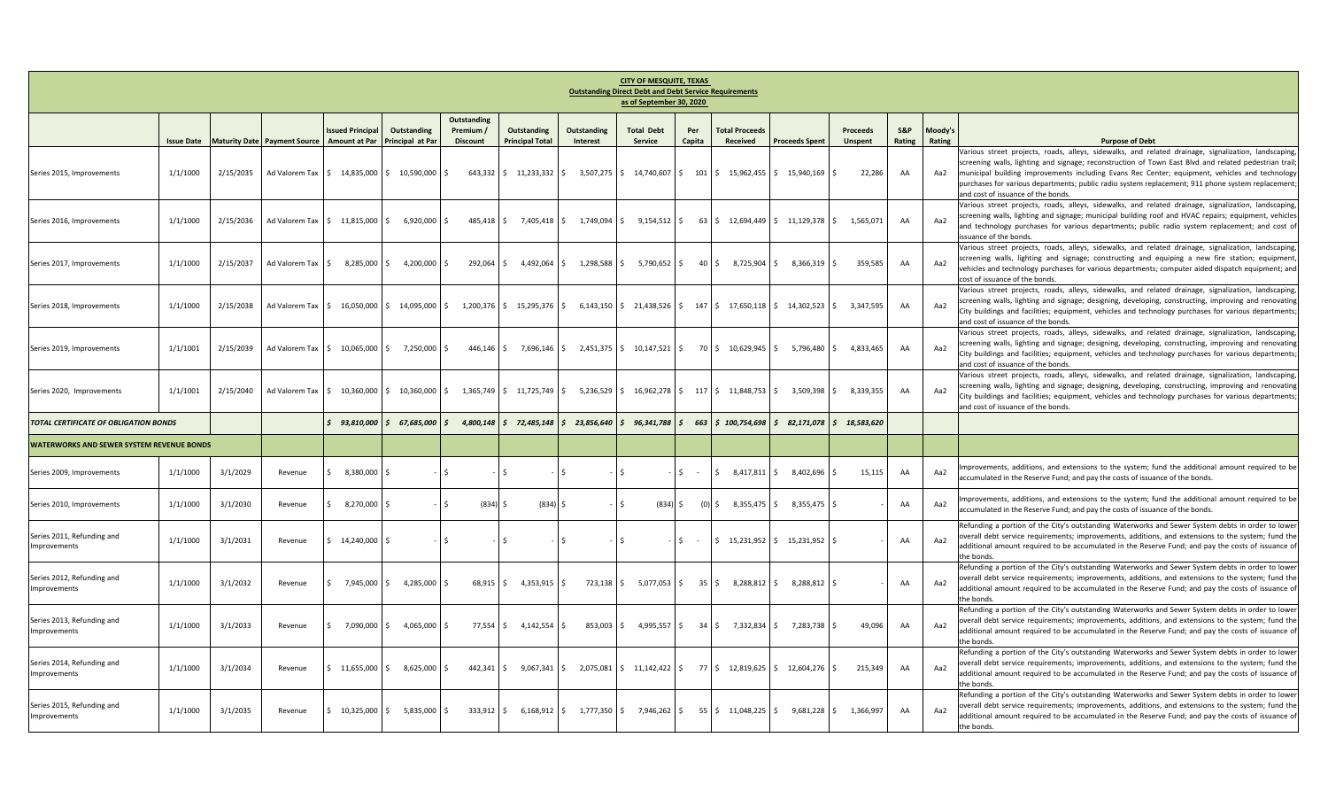# CITY OF MESQUITE, TEXAS
## Outstanding Direct Debt and Debt Service Requirements
### as of September 30, 2020

| | Issue Date | Maturity Date | Payment Source | Issued Principal Amount at Par | Outstanding Principal at Par | Outstanding Premium / Discount | Outstanding Principal Total | Outstanding Interest | Total Debt Service | Per Capita | Total Proceeds Received | Proceeds Spent | Proceeds Unspent | S&P Rating | Moody's Rating | Purpose of Debt |
|---|---|---|---|---|---|---|---|---|---|---|---|---|---|---|---|---|
| Series 2015, Improvements | 1/1/1000 | 2/15/2035 | Ad Valorem Tax | $ 14,835,000 | $ 10,590,000 | $ 643,332 | $ 11,233,332 | $ 3,507,275 | $ 14,740,607 | $ 101 | $ 15,962,455 | $ 15,940,169 | $ 22,286 | AA | Aa2 | Various street projects, roads, alleys, sidewalks, and related drainage, signalization, landscaping, screening walls, lighting and signage; reconstruction of Town East Blvd and related pedestrian trail; municipal building improvements including Evans Rec Center; equipment, vehicles and technology purchases for various departments; public radio system replacement; 911 phone system replacement; and cost of issuance of the bonds. |
| Series 2016, Improvements | 1/1/1000 | 2/15/2036 | Ad Valorem Tax | $ 11,815,000 | $ 6,920,000 | $ 485,418 | $ 7,405,418 | $ 1,749,094 | $ 9,154,512 | $ 63 | $ 12,694,449 | $ 11,129,378 | $ 1,565,071 | AA | Aa2 | Various street projects, roads, alleys, sidewalks, and related drainage, signalization, landscaping, screening walls, lighting and signage; municipal building roof and HVAC repairs; equipment, vehicles and technology purchases for various departments; public radio system replacement; and cost of issuance of the bonds. |
| Series 2017, Improvements | 1/1/1000 | 2/15/2037 | Ad Valorem Tax | $ 8,285,000 | $ 4,200,000 | $ 292,064 | $ 4,492,064 | $ 1,298,588 | $ 5,790,652 | $ 40 | $ 8,725,904 | $ 8,366,319 | $ 359,585 | AA | Aa2 | Various street projects, roads, alleys, sidewalks, and related drainage, signalization, landscaping, screening walls, lighting and signage; constructing and equiping a new fire station; equipment, vehicles and technology purchases for various departments; computer aided dispatch equipment; and cost of issuance of the bonds. |
| Series 2018, Improvements | 1/1/1000 | 2/15/2038 | Ad Valorem Tax | $ 16,050,000 | $ 14,095,000 | $ 1,200,376 | $ 15,295,376 | $ 6,143,150 | $ 21,438,526 | $ 147 | $ 17,650,118 | $ 14,302,523 | $ 3,347,595 | AA | Aa2 | Various street projects, roads, alleys, sidewalks, and related drainage, signalization, landscaping, screening walls, lighting and signage; designing, developing, constructing, improving and renovating City buildings and facilities; equipment, vehicles and technology purchases for various departments; and cost of issuance of the bonds. |
| Series 2019, Improvements | 1/1/1001 | 2/15/2039 | Ad Valorem Tax | $ 10,065,000 | $ 7,250,000 | $ 446,146 | $ 7,696,146 | $ 2,451,375 | $ 10,147,521 | $ 70 | $ 10,629,945 | $ 5,796,480 | $ 4,833,465 | AA | Aa2 | Various street projects, roads, alleys, sidewalks, and related drainage, signalization, landscaping, screening walls, lighting and signage; designing, developing, constructing, improving and renovating City buildings and facilities; equipment, vehicles and technology purchases for various departments; and cost of issuance of the bonds. |
| Series 2020, Improvements | 1/1/1001 | 2/15/2040 | Ad Valorem Tax | $ 10,360,000 | $ 10,360,000 | $ 1,365,749 | $ 11,725,749 | $ 5,236,529 | $ 16,962,278 | $ 117 | $ 11,848,753 | $ 3,509,398 | $ 8,339,355 | AA | Aa2 | Various street projects, roads, alleys, sidewalks, and related drainage, signalization, landscaping, screening walls, lighting and signage; designing, developing, constructing, improving and renovating City buildings and facilities; equipment, vehicles and technology purchases for various departments; and cost of issuance of the bonds. |
| ***TOTAL CERTIFICATE OF OBLIGATION BONDS*** | | | | ***$ 93,810,000*** | ***$ 67,685,000*** | ***$ 4,800,148*** | ***$ 72,485,148*** | ***$ 23,856,640*** | ***$ 96,341,788*** | ***$ 663*** | ***$ 100,754,698*** | ***$ 82,171,078*** | ***$ 18,583,620*** | | | |
| **WATERWORKS AND SEWER SYSTEM REVENUE BONDS** | | | | | | | | | | | | | | | | |
| Series 2009, Improvements | 1/1/1000 | 3/1/2029 | Revenue | $ 8,380,000 | $ - | $ - | $ - | $ - | $ - | $ - | $ 8,417,811 | $ 8,402,696 | $ 15,115 | AA | Aa2 | Improvements, additions, and extensions to the system; fund the additional amount required to be accumulated in the Reserve Fund; and pay the costs of issuance of the bonds. |
| Series 2010, Improvements | 1/1/1000 | 3/1/2030 | Revenue | $ 8,270,000 | $ - | $ (834) | $ (834) | $ - | $ (834) | $ (0) | $ 8,355,475 | $ 8,355,475 | $ - | AA | Aa2 | Improvements, additions, and extensions to the system; fund the additional amount required to be accumulated in the Reserve Fund; and pay the costs of issuance of the bonds. |
| Series 2011, Refunding and Improvements | 1/1/1000 | 3/1/2031 | Revenue | $ 14,240,000 | $ - | $ - | $ - | $ - | $ - | $ - | $ 15,231,952 | $ 15,231,952 | $ - | AA | Aa2 | Refunding a portion of the City's outstanding Waterworks and Sewer System debts in order to lower overall debt service requirements; improvements, additions, and extensions to the system; fund the additional amount required to be accumulated in the Reserve Fund; and pay the costs of issuance of the bonds. |
| Series 2012, Refunding and Improvements | 1/1/1000 | 3/1/2032 | Revenue | $ 7,945,000 | $ 4,285,000 | $ 68,915 | $ 4,353,915 | $ 723,138 | $ 5,077,053 | $ 35 | $ 8,288,812 | $ 8,288,812 | $ - | AA | Aa2 | Refunding a portion of the City's outstanding Waterworks and Sewer System debts in order to lower overall debt service requirements; improvements, additions, and extensions to the system; fund the additional amount required to be accumulated in the Reserve Fund; and pay the costs of issuance of the bonds. |
| Series 2013, Refunding and Improvements | 1/1/1000 | 3/1/2033 | Revenue | $ 7,090,000 | $ 4,065,000 | $ 77,554 | $ 4,142,554 | $ 853,003 | $ 4,995,557 | $ 34 | $ 7,332,834 | $ 7,283,738 | $ 49,096 | AA | Aa2 | Refunding a portion of the City's outstanding Waterworks and Sewer System debts in order to lower overall debt service requirements; improvements, additions, and extensions to the system; fund the additional amount required to be accumulated in the Reserve Fund; and pay the costs of issuance of the bonds. |
| Series 2014, Refunding and Improvements | 1/1/1000 | 3/1/2034 | Revenue | $ 11,655,000 | $ 8,625,000 | $ 442,341 | $ 9,067,341 | $ 2,075,081 | $ 11,142,422 | $ 77 | $ 12,819,625 | $ 12,604,276 | $ 215,349 | AA | Aa2 | Refunding a portion of the City's outstanding Waterworks and Sewer System debts in order to lower overall debt service requirements; improvements, additions, and extensions to the system; fund the additional amount required to be accumulated in the Reserve Fund; and pay the costs of issuance of the bonds. |
| Series 2015, Refunding and Improvements | 1/1/1000 | 3/1/2035 | Revenue | $ 10,325,000 | $ 5,835,000 | $ 333,912 | $ 6,168,912 | $ 1,777,350 | $ 7,946,262 | $ 55 | $ 11,048,225 | $ 9,681,228 | $ 1,366,997 | AA | Aa2 | Refunding a portion of the City's outstanding Waterworks and Sewer System debts in order to lower overall debt service requirements; improvements, additions, and extensions to the system; fund the additional amount required to be accumulated in the Reserve Fund; and pay the costs of issuance of the bonds. |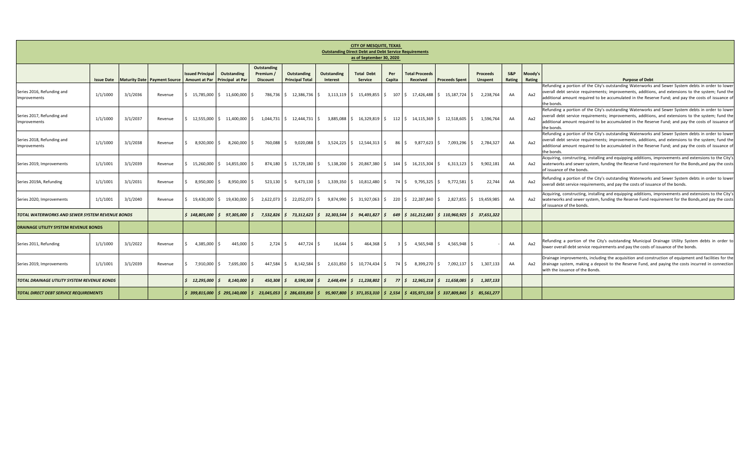**CITY OF MESQUITE, TEXAS**
**Outstanding Direct Debt and Debt Service Requirements**
**as of September 30, 2020**

| | Issue Date | Maturity Date | Payment Source | Issued Principal Amount at Par | Outstanding Principal at Par | Outstanding Premium / Discount | Outstanding Principal Total | Outstanding Interest | Total Debt Service | Per Capita | Total Proceeds Received | Proceeds Spent | Proceeds Unspent | S&P Rating | Moody's Rating | Purpose of Debt |
|---|---|---|---|---|---|---|---|---|---|---|---|---|---|---|---|---|
| Series 2016, Refunding and Improvements | 1/1/1000 | 3/1/2036 | Revenue | $ 15,785,000 | $ 11,600,000 | $ 786,736 | $ 12,386,736 | $ 3,113,119 | $ 15,499,855 | $ 107 | $ 17,426,488 | $ 15,187,724 | $ 2,238,764 | AA | Aa2 | Refunding a portion of the City's outstanding Waterworks and Sewer System debts in order to lower overall debt service requirements; improvements, additions, and extensions to the system; fund the additional amount required to be accumulated in the Reserve Fund; and pay the costs of issuance of the bonds. |
| Series 2017, Refunding and Improvements | 1/1/1000 | 3/1/2037 | Revenue | $ 12,555,000 | $ 11,400,000 | $ 1,044,731 | $ 12,444,731 | $ 3,885,088 | $ 16,329,819 | $ 112 | $ 14,115,369 | $ 12,518,605 | $ 1,596,764 | AA | Aa2 | Refunding a portion of the City's outstanding Waterworks and Sewer System debts in order to lower overall debt service requirements; improvements, additions, and extensions to the system; fund the additional amount required to be accumulated in the Reserve Fund; and pay the costs of issuance of the bonds. |
| Series 2018, Refunding and Improvements | 1/1/1000 | 3/1/2038 | Revenue | $ 8,920,000 | $ 8,260,000 | $ 760,088 | $ 9,020,088 | $ 3,524,225 | $ 12,544,313 | $ 86 | $ 9,877,623 | $ 7,093,296 | $ 2,784,327 | AA | Aa2 | Refunding a portion of the City's outstanding Waterworks and Sewer System debts in order to lower overall debt service requirements; improvements, additions, and extensions to the system; fund the additional amount required to be accumulated in the Reserve Fund; and pay the costs of issuance of the bonds. |
| Series 2019, Improvements | 1/1/1001 | 3/1/2039 | Revenue | $ 15,260,000 | $ 14,855,000 | $ 874,180 | $ 15,729,180 | $ 5,138,200 | $ 20,867,380 | $ 144 | $ 16,215,304 | $ 6,313,123 | $ 9,902,181 | AA | Aa2 | Acquiring, constructing, installing and equipping additions, improvements and extensions to the City's waterworks and sewer system, funding the Reserve Fund requirement for the Bonds,and pay the costs of issuance of the bonds. |
| Series 2019A, Refunding | 1/1/1001 | 3/1/2031 | Revenue | $ 8,950,000 | $ 8,950,000 | $ 523,130 | $ 9,473,130 | $ 1,339,350 | $ 10,812,480 | $ 74 | $ 9,795,325 | $ 9,772,581 | $ 22,744 | AA | Aa2 | Refunding a portion of the City's outstanding Waterworks and Sewer System debts in order to lower overall debt service requirements, and pay the costs of issuance of the bonds. |
| Series 2020, Improvements | 1/1/1001 | 3/1/2040 | Revenue | $ 19,430,000 | $ 19,430,000 | $ 2,622,073 | $ 22,052,073 | $ 9,874,990 | $ 31,927,063 | $ 220 | $ 22,287,840 | $ 2,827,855 | $ 19,459,985 | AA | Aa2 | Acquiring, constructing, installing and equipping additions, improvements and extensions to the City's waterworks and sewer system, funding the Reserve Fund requirement for the Bonds,and pay the costs of issuance of the bonds. |
| ***TOTAL WATERWORKS AND SEWER SYSTEM REVENUE BONDS*** | | | | ***$ 148,805,000*** | ***$ 97,305,000*** | ***$ 7,532,826*** | ***$ 73,312,623*** | ***$ 32,303,544*** | ***$ 94,401,827*** | ***$ 649*** | ***$ 161,212,683*** | ***$ 110,960,925*** | ***$ 37,651,322*** | | | |
| **DRAINAGE UTILITY SYSTEM REVENUE BONDS** | | | | | | | | | | | | | | | | |
| Series 2011, Refunding | 1/1/1000 | 3/1/2022 | Revenue | $ 4,385,000 | $ 445,000 | $ 2,724 | $ 447,724 | $ 16,644 | $ 464,368 | $ 3 | $ 4,565,948 | $ 4,565,948 | $ - | AA | Aa2 | Refunding a portion of the City's outstanding Municipal Drainage Utility System debts in order to lower overall debt service requirements and pay the costs of issuance of the bonds. |
| Series 2019, Improvements | 1/1/1001 | 3/1/2039 | Revenue | $ 7,910,000 | $ 7,695,000 | $ 447,584 | $ 8,142,584 | $ 2,631,850 | $ 10,774,434 | $ 74 | $ 8,399,270 | $ 7,092,137 | $ 1,307,133 | AA | Aa2 | Drainage improvements, including the acquisition and construction of equipment and facilities for the drainage system, making a deposit to the Reserve Fund, and paying the costs incurred in connection with the issuance of the Bonds. |
| ***TOTAL DRAINAGE UTILITY SYSTEM REVENUE BONDS*** | | | | ***$ 12,295,000*** | ***$ 8,140,000*** | ***$ 450,308*** | ***$ 8,590,308*** | ***$ 2,648,494*** | ***$ 11,238,802*** | ***$ 77*** | ***$ 12,965,218*** | ***$ 11,658,085*** | ***$ 1,307,133*** | | | |
| ***TOTAL DIRECT DEBT SERVICE REQUIREMENTS*** | | | | ***$ 399,815,000*** | ***$ 295,140,000*** | ***$ 23,045,053*** | ***$ 286,659,850*** | ***$ 95,907,800*** | ***$ 371,353,310*** | ***$ 2,554*** | ***$ 435,971,558*** | ***$ 337,809,845*** | ***$ 85,561,277*** | | | |